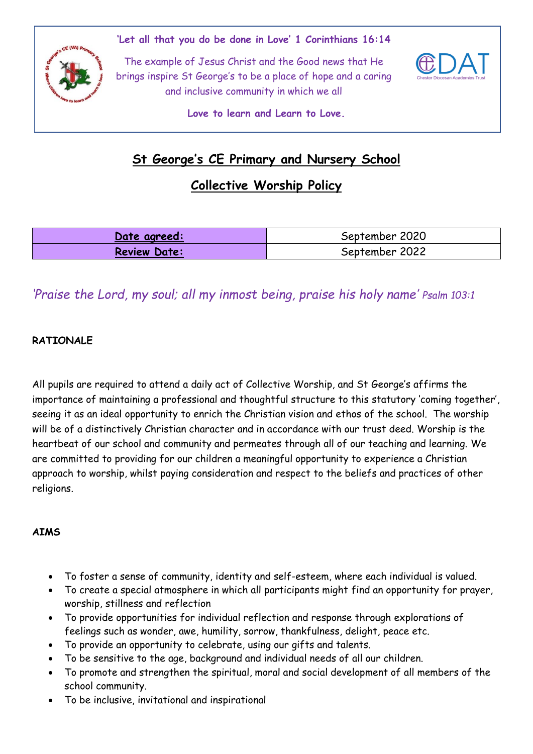**'Let all that you do be done in Love' 1 Corinthians 16:14**

The example of Jesus Christ and the Good news that He brings inspire St George's to be a place of hope and a caring and inclusive community in which we all

**Love to learn and Learn to Love.**

# St George's CE Primary and Nursery School

## Collective Worship Policy

| **Date agreed:** | September 2020 |
|---|---|
| **Review Date:** | September 2022 |

*'Praise the Lord, my soul; all my inmost being, praise his holy name'* *Psalm 103:1*

**RATIONALE**

All pupils are required to attend a daily act of Collective Worship, and St George's affirms the importance of maintaining a professional and thoughtful structure to this statutory 'coming together', seeing it as an ideal opportunity to enrich the Christian vision and ethos of the school. The worship will be of a distinctively Christian character and in accordance with our trust deed. Worship is the heartbeat of our school and community and permeates through all of our teaching and learning. We are committed to providing for our children a meaningful opportunity to experience a Christian approach to worship, whilst paying consideration and respect to the beliefs and practices of other religions.

**AIMS**

- To foster a sense of community, identity and self-esteem, where each individual is valued.
- To create a special atmosphere in which all participants might find an opportunity for prayer, worship, stillness and reflection
- To provide opportunities for individual reflection and response through explorations of feelings such as wonder, awe, humility, sorrow, thankfulness, delight, peace etc.
- To provide an opportunity to celebrate, using our gifts and talents.
- To be sensitive to the age, background and individual needs of all our children.
- To promote and strengthen the spiritual, moral and social development of all members of the school community.
- To be inclusive, invitational and inspirational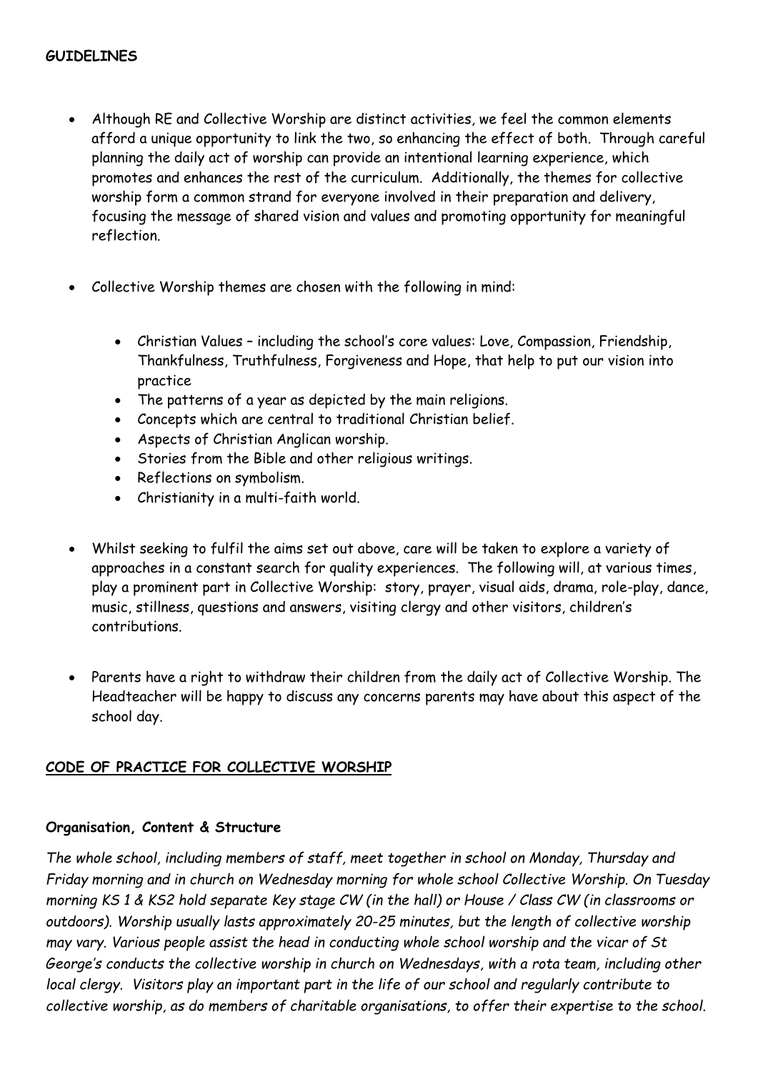**GUIDELINES**

- Although RE and Collective Worship are distinct activities, we feel the common elements afford a unique opportunity to link the two, so enhancing the effect of both. Through careful planning the daily act of worship can provide an intentional learning experience, which promotes and enhances the rest of the curriculum. Additionally, the themes for collective worship form a common strand for everyone involved in their preparation and delivery, focusing the message of shared vision and values and promoting opportunity for meaningful reflection.

- Collective Worship themes are chosen with the following in mind:

    - Christian Values – including the school's core values: Love, Compassion, Friendship, Thankfulness, Truthfulness, Forgiveness and Hope, that help to put our vision into practice
    - The patterns of a year as depicted by the main religions.
    - Concepts which are central to traditional Christian belief.
    - Aspects of Christian Anglican worship.
    - Stories from the Bible and other religious writings.
    - Reflections on symbolism.
    - Christianity in a multi-faith world.

- Whilst seeking to fulfil the aims set out above, care will be taken to explore a variety of approaches in a constant search for quality experiences. The following will, at various times, play a prominent part in Collective Worship: story, prayer, visual aids, drama, role-play, dance, music, stillness, questions and answers, visiting clergy and other visitors, children's contributions.

- Parents have a right to withdraw their children from the daily act of Collective Worship. The Headteacher will be happy to discuss any concerns parents may have about this aspect of the school day.

## CODE OF PRACTICE FOR COLLECTIVE WORSHIP

**Organisation, Content & Structure**

*The whole school, including members of staff, meet together in school on Monday, Thursday and Friday morning and in church on Wednesday morning for whole school Collective Worship. On Tuesday morning KS 1 & KS2 hold separate Key stage CW (in the hall) or House / Class CW (in classrooms or outdoors). Worship usually lasts approximately 20-25 minutes, but the length of collective worship may vary. Various people assist the head in conducting whole school worship and the vicar of St George's conducts the collective worship in church on Wednesdays, with a rota team, including other local clergy. Visitors play an important part in the life of our school and regularly contribute to collective worship, as do members of charitable organisations, to offer their expertise to the school.*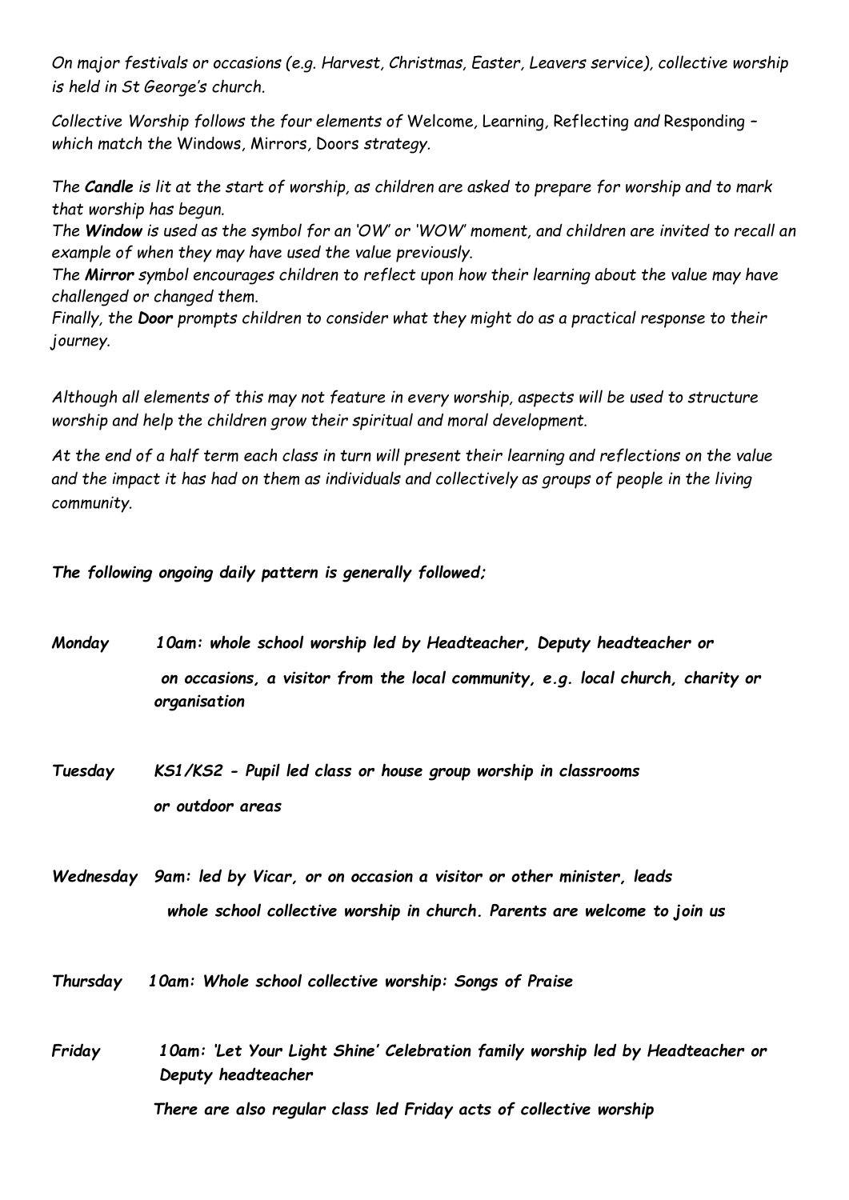*On major festivals or occasions (e.g. Harvest, Christmas, Easter, Leavers service), collective worship is held in St George's church.*

*Collective Worship follows the four elements of* Welcome, Learning, Reflecting *and* Responding *– which match the* Windows, Mirrors, Doors *strategy.*

*The* ***Candle*** *is lit at the start of worship, as children are asked to prepare for worship and to mark that worship has begun.*

*The* ***Window*** *is used as the symbol for an 'OW' or 'WOW' moment, and children are invited to recall an example of when they may have used the value previously.*

*The* ***Mirror*** *symbol encourages children to reflect upon how their learning about the value may have challenged or changed them.*

*Finally, the* ***Door*** *prompts children to consider what they might do as a practical response to their journey.*

*Although all elements of this may not feature in every worship, aspects will be used to structure worship and help the children grow their spiritual and moral development.*

*At the end of a half term each class in turn will present their learning and reflections on the value and the impact it has had on them as individuals and collectively as groups of people in the living community.*

***The following ongoing daily pattern is generally followed;***

***Monday*** ***10am: whole school worship led by Headteacher, Deputy headteacher or on occasions, a visitor from the local community, e.g. local church, charity or organisation***

***Tuesday*** ***KS1/KS2 - Pupil led class or house group worship in classrooms or outdoor areas***

***Wednesday*** ***9am: led by Vicar, or on occasion a visitor or other minister, leads whole school collective worship in church. Parents are welcome to join us***

***Thursday*** ***10am: Whole school collective worship: Songs of Praise***

***Friday*** ***10am: 'Let Your Light Shine' Celebration family worship led by Headteacher or Deputy headteacher***

***There are also regular class led Friday acts of collective worship***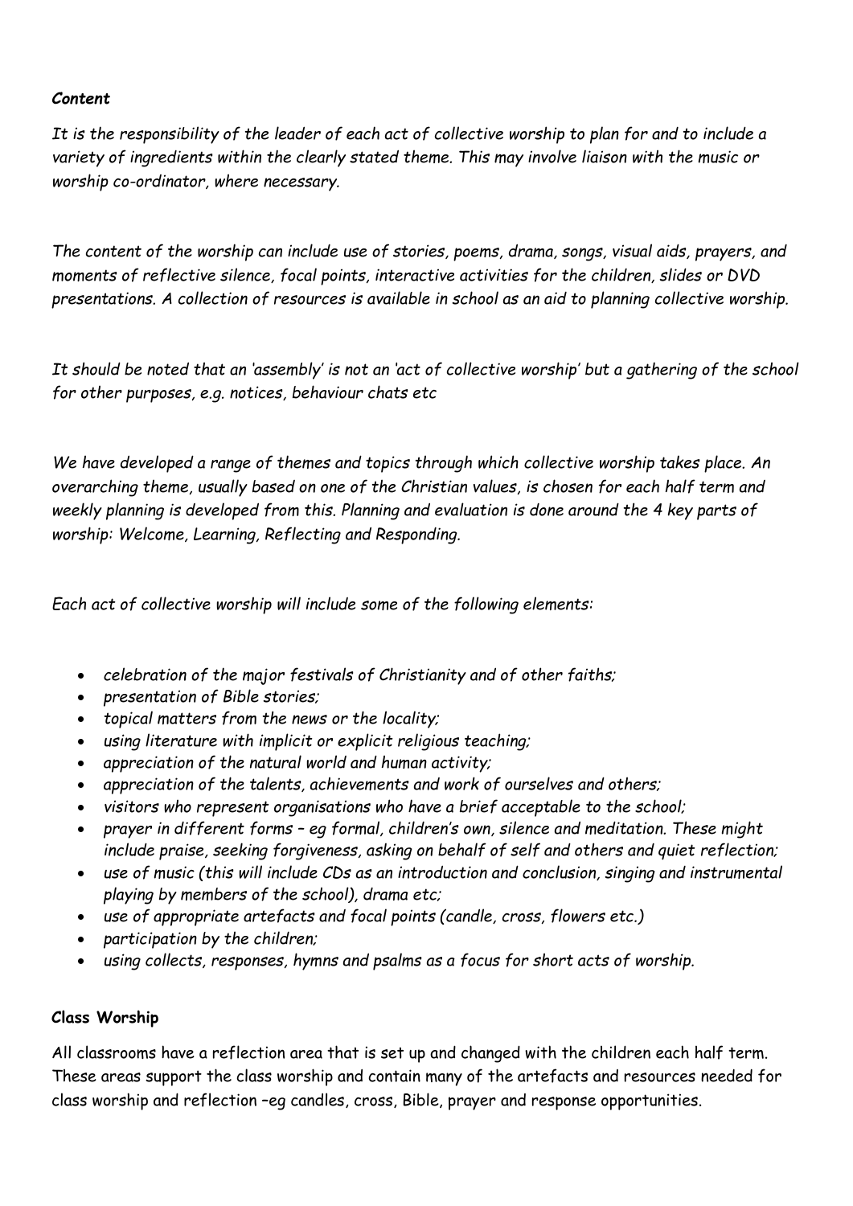### *Content*

*It is the responsibility of the leader of each act of collective worship to plan for and to include a variety of ingredients within the clearly stated theme. This may involve liaison with the music or worship co-ordinator, where necessary.*

*The content of the worship can include use of stories, poems, drama, songs, visual aids, prayers, and moments of reflective silence, focal points, interactive activities for the children, slides or DVD presentations. A collection of resources is available in school as an aid to planning collective worship.*

*It should be noted that an 'assembly' is not an 'act of collective worship' but a gathering of the school for other purposes, e.g. notices, behaviour chats etc*

*We have developed a range of themes and topics through which collective worship takes place. An overarching theme, usually based on one of the Christian values, is chosen for each half term and weekly planning is developed from this. Planning and evaluation is done around the 4 key parts of worship: Welcome, Learning, Reflecting and Responding.*

*Each act of collective worship will include some of the following elements:*

- *celebration of the major festivals of Christianity and of other faiths;*
- *presentation of Bible stories;*
- *topical matters from the news or the locality;*
- *using literature with implicit or explicit religious teaching;*
- *appreciation of the natural world and human activity;*
- *appreciation of the talents, achievements and work of ourselves and others;*
- *visitors who represent organisations who have a brief acceptable to the school;*
- *prayer in different forms – eg formal, children's own, silence and meditation. These might include praise, seeking forgiveness, asking on behalf of self and others and quiet reflection;*
- *use of music (this will include CDs as an introduction and conclusion, singing and instrumental playing by members of the school), drama etc;*
- *use of appropriate artefacts and focal points (candle, cross, flowers etc.)*
- *participation by the children;*
- *using collects, responses, hymns and psalms as a focus for short acts of worship.*

### Class Worship

All classrooms have a reflection area that is set up and changed with the children each half term. These areas support the class worship and contain many of the artefacts and resources needed for class worship and reflection –eg candles, cross, Bible, prayer and response opportunities.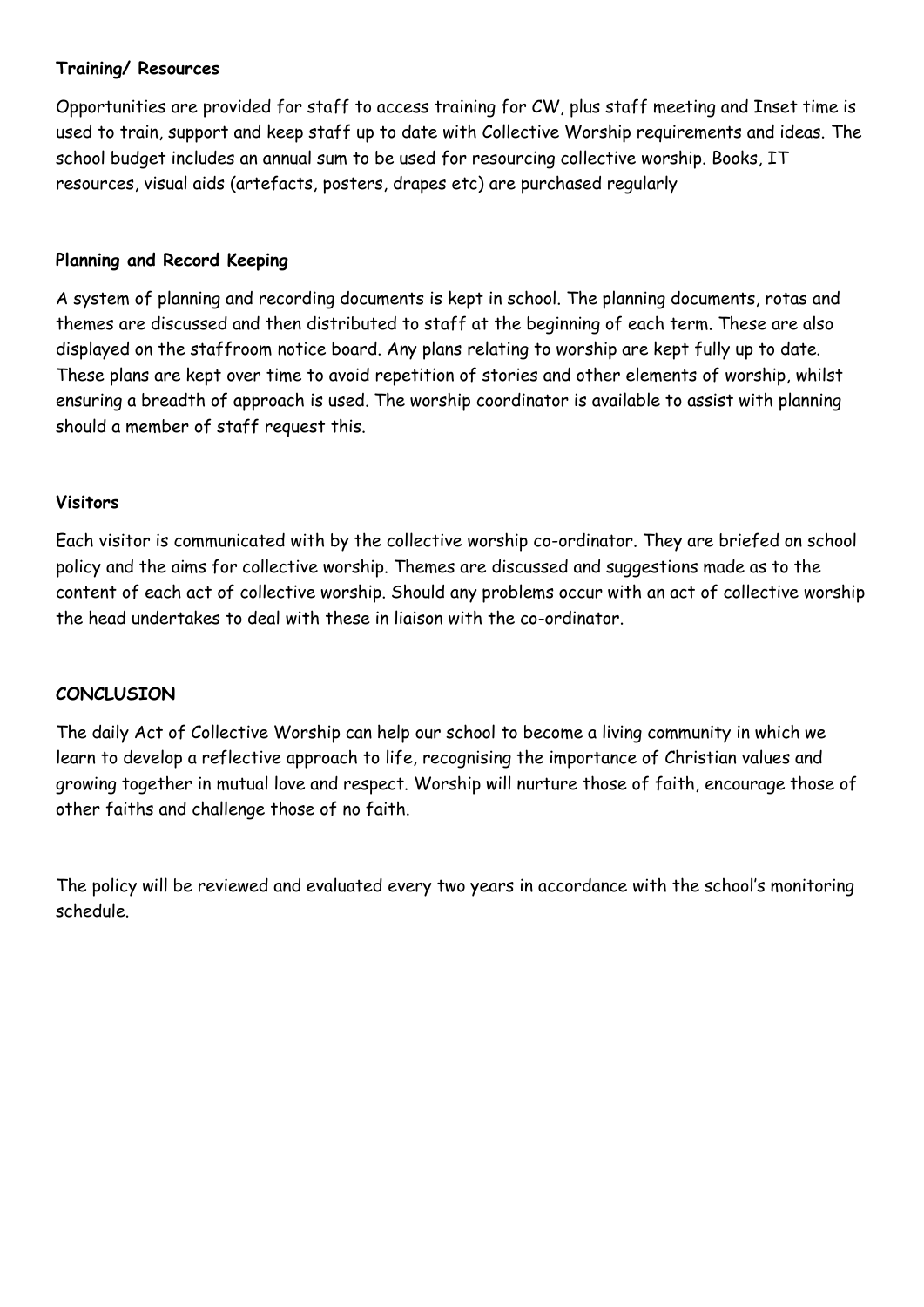**Training/ Resources**

Opportunities are provided for staff to access training for CW, plus staff meeting and Inset time is used to train, support and keep staff up to date with Collective Worship requirements and ideas. The school budget includes an annual sum to be used for resourcing collective worship. Books, IT resources, visual aids (artefacts, posters, drapes etc) are purchased regularly

**Planning and Record Keeping**

A system of planning and recording documents is kept in school. The planning documents, rotas and themes are discussed and then distributed to staff at the beginning of each term. These are also displayed on the staffroom notice board. Any plans relating to worship are kept fully up to date. These plans are kept over time to avoid repetition of stories and other elements of worship, whilst ensuring a breadth of approach is used. The worship coordinator is available to assist with planning should a member of staff request this.

**Visitors**

Each visitor is communicated with by the collective worship co-ordinator. They are briefed on school policy and the aims for collective worship. Themes are discussed and suggestions made as to the content of each act of collective worship. Should any problems occur with an act of collective worship the head undertakes to deal with these in liaison with the co-ordinator.

**CONCLUSION**

The daily Act of Collective Worship can help our school to become a living community in which we learn to develop a reflective approach to life, recognising the importance of Christian values and growing together in mutual love and respect. Worship will nurture those of faith, encourage those of other faiths and challenge those of no faith.

The policy will be reviewed and evaluated every two years in accordance with the school's monitoring schedule.